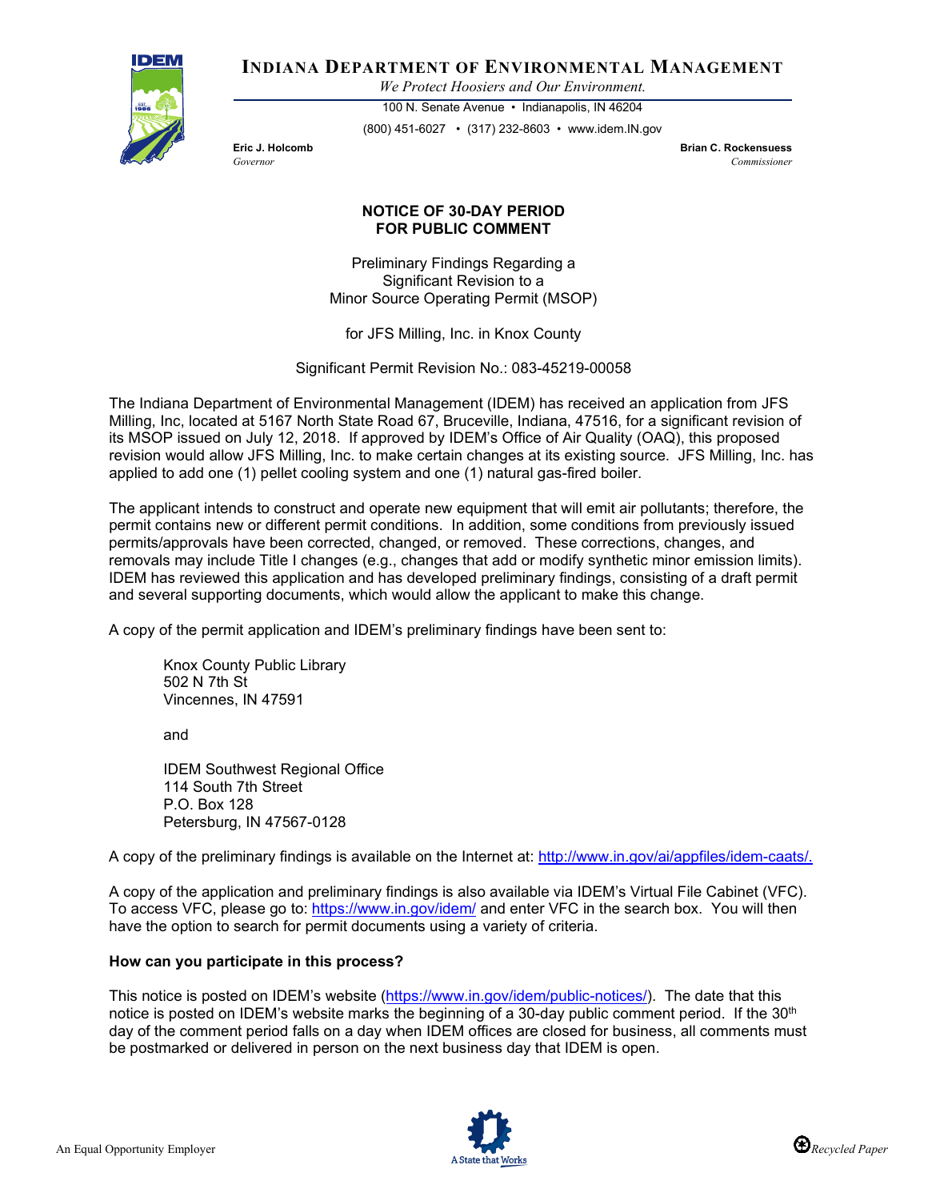# INDIANA DEPARTMENT OF ENVIRONMENTAL MANAGEMENT

*We Protect Hoosiers and Our Environment.*

100 N. Senate Avenue • Indianapolis, IN 46204

(800) 451-6027 • (317) 232-8603 • www.idem.IN.gov

**Eric J. Holcomb**
*Governor*

**Brian C. Rockensuess**
*Commissioner*

## NOTICE OF 30-DAY PERIOD FOR PUBLIC COMMENT

Preliminary Findings Regarding a
Significant Revision to a
Minor Source Operating Permit (MSOP)

for JFS Milling, Inc. in Knox County

Significant Permit Revision No.: 083-45219-00058

The Indiana Department of Environmental Management (IDEM) has received an application from JFS Milling, Inc, located at 5167 North State Road 67, Bruceville, Indiana, 47516, for a significant revision of its MSOP issued on July 12, 2018. If approved by IDEM's Office of Air Quality (OAQ), this proposed revision would allow JFS Milling, Inc. to make certain changes at its existing source. JFS Milling, Inc. has applied to add one (1) pellet cooling system and one (1) natural gas-fired boiler.

The applicant intends to construct and operate new equipment that will emit air pollutants; therefore, the permit contains new or different permit conditions. In addition, some conditions from previously issued permits/approvals have been corrected, changed, or removed. These corrections, changes, and removals may include Title I changes (e.g., changes that add or modify synthetic minor emission limits). IDEM has reviewed this application and has developed preliminary findings, consisting of a draft permit and several supporting documents, which would allow the applicant to make this change.

A copy of the permit application and IDEM's preliminary findings have been sent to:

Knox County Public Library
502 N 7th St
Vincennes, IN 47591

and

IDEM Southwest Regional Office
114 South 7th Street
P.O. Box 128
Petersburg, IN 47567-0128

A copy of the preliminary findings is available on the Internet at: http://www.in.gov/ai/appfiles/idem-caats/.

A copy of the application and preliminary findings is also available via IDEM's Virtual File Cabinet (VFC). To access VFC, please go to: https://www.in.gov/idem/ and enter VFC in the search box. You will then have the option to search for permit documents using a variety of criteria.

**How can you participate in this process?**

This notice is posted on IDEM's website (https://www.in.gov/idem/public-notices/). The date that this notice is posted on IDEM's website marks the beginning of a 30-day public comment period. If the 30th day of the comment period falls on a day when IDEM offices are closed for business, all comments must be postmarked or delivered in person on the next business day that IDEM is open.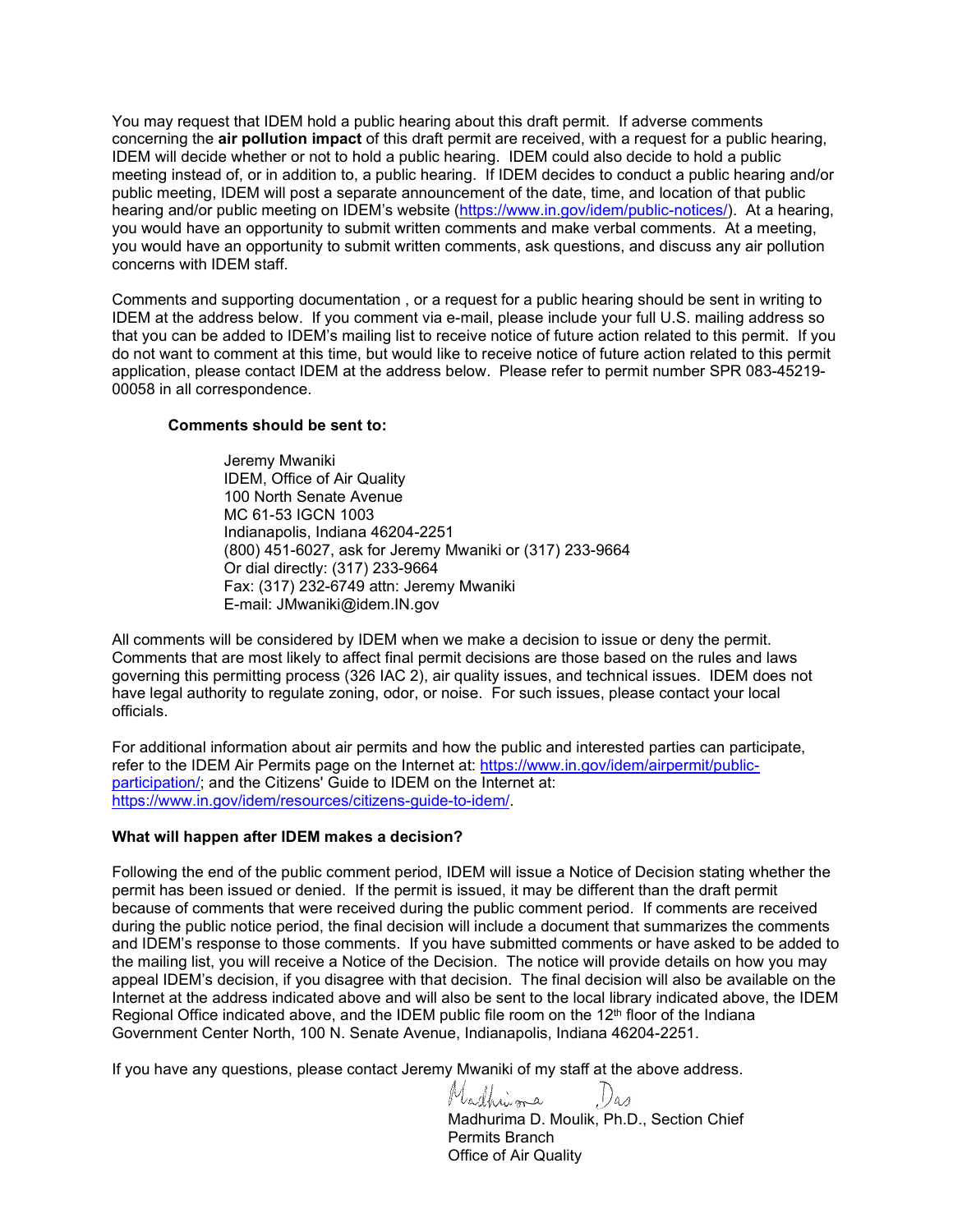You may request that IDEM hold a public hearing about this draft permit. If adverse comments concerning the **air pollution impact** of this draft permit are received, with a request for a public hearing, IDEM will decide whether or not to hold a public hearing. IDEM could also decide to hold a public meeting instead of, or in addition to, a public hearing. If IDEM decides to conduct a public hearing and/or public meeting, IDEM will post a separate announcement of the date, time, and location of that public hearing and/or public meeting on IDEM's website (https://www.in.gov/idem/public-notices/). At a hearing, you would have an opportunity to submit written comments and make verbal comments. At a meeting, you would have an opportunity to submit written comments, ask questions, and discuss any air pollution concerns with IDEM staff.

Comments and supporting documentation , or a request for a public hearing should be sent in writing to IDEM at the address below. If you comment via e-mail, please include your full U.S. mailing address so that you can be added to IDEM's mailing list to receive notice of future action related to this permit. If you do not want to comment at this time, but would like to receive notice of future action related to this permit application, please contact IDEM at the address below. Please refer to permit number SPR 083-45219-00058 in all correspondence.

**Comments should be sent to:**

Jeremy Mwaniki
IDEM, Office of Air Quality
100 North Senate Avenue
MC 61-53 IGCN 1003
Indianapolis, Indiana 46204-2251
(800) 451-6027, ask for Jeremy Mwaniki or (317) 233-9664
Or dial directly: (317) 233-9664
Fax: (317) 232-6749 attn: Jeremy Mwaniki
E-mail: JMwaniki@idem.IN.gov

All comments will be considered by IDEM when we make a decision to issue or deny the permit. Comments that are most likely to affect final permit decisions are those based on the rules and laws governing this permitting process (326 IAC 2), air quality issues, and technical issues. IDEM does not have legal authority to regulate zoning, odor, or noise. For such issues, please contact your local officials.

For additional information about air permits and how the public and interested parties can participate, refer to the IDEM Air Permits page on the Internet at: https://www.in.gov/idem/airpermit/public-participation/; and the Citizens' Guide to IDEM on the Internet at: https://www.in.gov/idem/resources/citizens-guide-to-idem/.

**What will happen after IDEM makes a decision?**

Following the end of the public comment period, IDEM will issue a Notice of Decision stating whether the permit has been issued or denied. If the permit is issued, it may be different than the draft permit because of comments that were received during the public comment period. If comments are received during the public notice period, the final decision will include a document that summarizes the comments and IDEM's response to those comments. If you have submitted comments or have asked to be added to the mailing list, you will receive a Notice of the Decision. The notice will provide details on how you may appeal IDEM's decision, if you disagree with that decision. The final decision will also be available on the Internet at the address indicated above and will also be sent to the local library indicated above, the IDEM Regional Office indicated above, and the IDEM public file room on the 12th floor of the Indiana Government Center North, 100 N. Senate Avenue, Indianapolis, Indiana 46204-2251.

If you have any questions, please contact Jeremy Mwaniki of my staff at the above address.

Madhurima Das

Madhurima D. Moulik, Ph.D., Section Chief
Permits Branch
Office of Air Quality